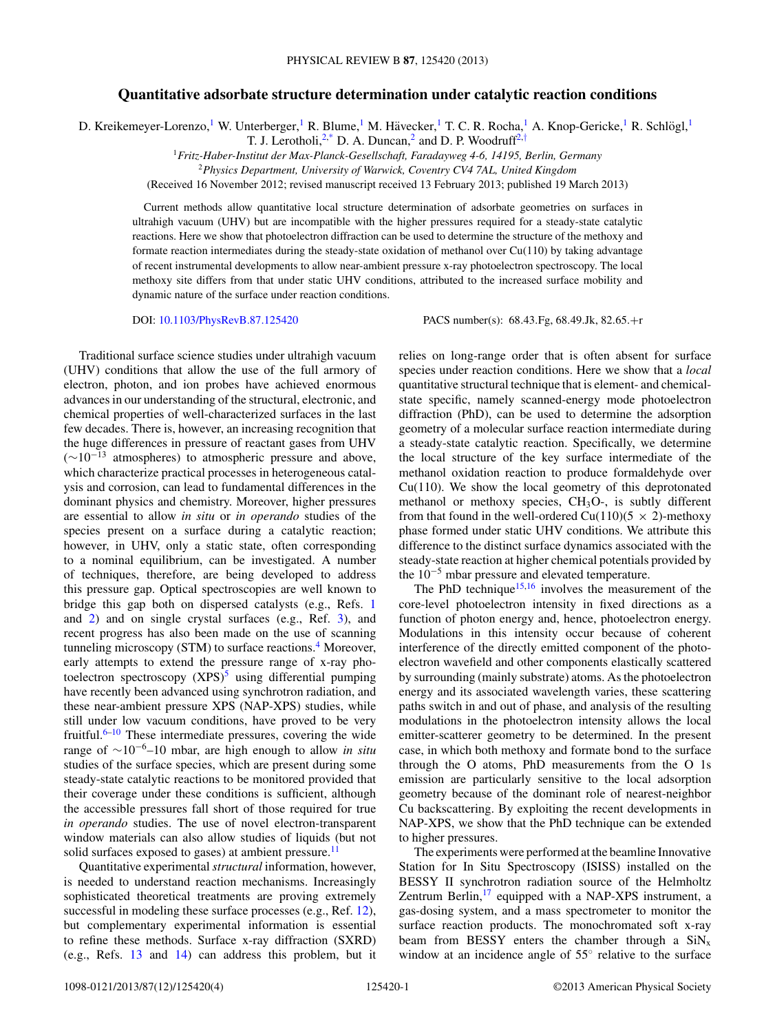# Quantitative adsorbate structure determination under catalytic reaction conditions

D. Kreikemeyer-Lorenzo,[1] W. Unterberger,[1] R. Blume,[1] M. Hävecker,[1] T. C. R. Rocha,[1] A. Knop-Gericke,[1] R. Schlögl,[1] T. J. Lerotholi,[2,*] D. A. Duncan,[2] and D. P. Woodruff[2,†]

[1]*Fritz-Haber-Institut der Max-Planck-Gesellschaft, Faradayweg 4-6, 14195, Berlin, Germany*

[2]*Physics Department, University of Warwick, Coventry CV4 7AL, United Kingdom*

(Received 16 November 2012; revised manuscript received 13 February 2013; published 19 March 2013)

Current methods allow quantitative local structure determination of adsorbate geometries on surfaces in ultrahigh vacuum (UHV) but are incompatible with the higher pressures required for a steady-state catalytic reactions. Here we show that photoelectron diffraction can be used to determine the structure of the methoxy and formate reaction intermediates during the steady-state oxidation of methanol over Cu(110) by taking advantage of recent instrumental developments to allow near-ambient pressure x-ray photoelectron spectroscopy. The local methoxy site differs from that under static UHV conditions, attributed to the increased surface mobility and dynamic nature of the surface under reaction conditions.

DOI: 10.1103/PhysRevB.87.125420 PACS number(s): 68.43.Fg, 68.49.Jk, 82.65.+r

Traditional surface science studies under ultrahigh vacuum (UHV) conditions that allow the use of the full armory of electron, photon, and ion probes have achieved enormous advances in our understanding of the structural, electronic, and chemical properties of well-characterized surfaces in the last few decades. There is, however, an increasing recognition that the huge differences in pressure of reactant gases from UHV ($\sim 10^{-13}$ atmospheres) to atmospheric pressure and above, which characterize practical processes in heterogeneous catalysis and corrosion, can lead to fundamental differences in the dominant physics and chemistry. Moreover, higher pressures are essential to allow *in situ* or *in operando* studies of the species present on a surface during a catalytic reaction; however, in UHV, only a static state, often corresponding to a nominal equilibrium, can be investigated. A number of techniques, therefore, are being developed to address this pressure gap. Optical spectroscopies are well known to bridge this gap both on dispersed catalysts (e.g., Refs. 1 and 2) and on single crystal surfaces (e.g., Ref. 3), and recent progress has also been made on the use of scanning tunneling microscopy (STM) to surface reactions.[4] Moreover, early attempts to extend the pressure range of x-ray photoelectron spectroscopy (XPS)[5] using differential pumping have recently been advanced using synchrotron radiation, and these near-ambient pressure XPS (NAP-XPS) studies, while still under low vacuum conditions, have proved to be very fruitful.[6–10] These intermediate pressures, covering the wide range of $\sim 10^{-6}$–10 mbar, are high enough to allow *in situ* studies of the surface species, which are present during some steady-state catalytic reactions to be monitored provided that their coverage under these conditions is sufficient, although the accessible pressures fall short of those required for true *in operando* studies. The use of novel electron-transparent window materials can also allow studies of liquids (but not solid surfaces exposed to gases) at ambient pressure.[11]

Quantitative experimental *structural* information, however, is needed to understand reaction mechanisms. Increasingly sophisticated theoretical treatments are proving extremely successful in modeling these surface processes (e.g., Ref. 12), but complementary experimental information is essential to refine these methods. Surface x-ray diffraction (SXRD) (e.g., Refs. 13 and 14) can address this problem, but it relies on long-range order that is often absent for surface species under reaction conditions. Here we show that a *local* quantitative structural technique that is element- and chemical-state specific, namely scanned-energy mode photoelectron diffraction (PhD), can be used to determine the adsorption geometry of a molecular surface reaction intermediate during a steady-state catalytic reaction. Specifically, we determine the local structure of the key surface intermediate of the methanol oxidation reaction to produce formaldehyde over Cu(110). We show the local geometry of this deprotonated methanol or methoxy species, $CH_3O$-, is subtly different from that found in the well-ordered Cu(110)(5 × 2)-methoxy phase formed under static UHV conditions. We attribute this difference to the distinct surface dynamics associated with the steady-state reaction at higher chemical potentials provided by the $10^{-5}$ mbar pressure and elevated temperature.

The PhD technique[15,16] involves the measurement of the core-level photoelectron intensity in fixed directions as a function of photon energy and, hence, photoelectron energy. Modulations in this intensity occur because of coherent interference of the directly emitted component of the photoelectron wavefield and other components elastically scattered by surrounding (mainly substrate) atoms. As the photoelectron energy and its associated wavelength varies, these scattering paths switch in and out of phase, and analysis of the resulting modulations in the photoelectron intensity allows the local emitter-scatterer geometry to be determined. In the present case, in which both methoxy and formate bond to the surface through the O atoms, PhD measurements from the O 1s emission are particularly sensitive to the local adsorption geometry because of the dominant role of nearest-neighbor Cu backscattering. By exploiting the recent developments in NAP-XPS, we show that the PhD technique can be extended to higher pressures.

The experiments were performed at the beamline Innovative Station for In Situ Spectroscopy (ISISS) installed on the BESSY II synchrotron radiation source of the Helmholtz Zentrum Berlin,[17] equipped with a NAP-XPS instrument, a gas-dosing system, and a mass spectrometer to monitor the surface reaction products. The monochromated soft x-ray beam from BESSY enters the chamber through a $SiN_x$ window at an incidence angle of 55° relative to the surface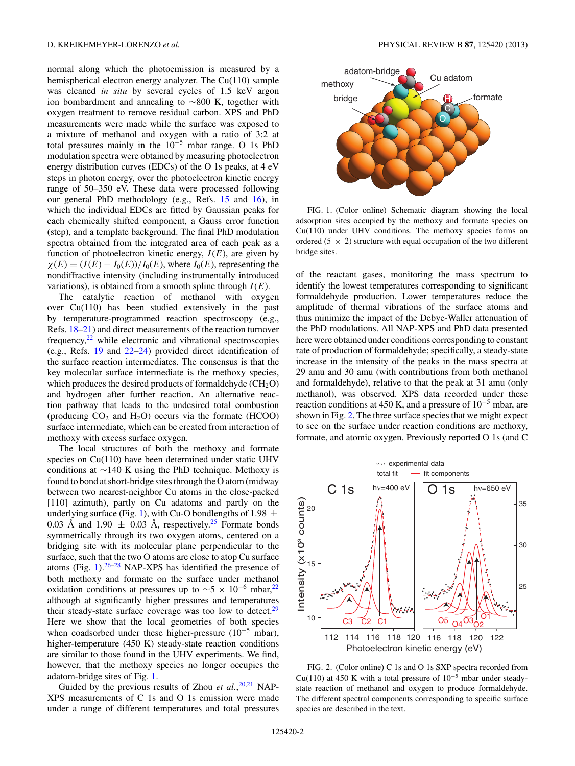normal along which the photoemission is measured by a hemispherical electron energy analyzer. The Cu(110) sample was cleaned *in situ* by several cycles of 1.5 keV argon ion bombardment and annealing to ~800 K, together with oxygen treatment to remove residual carbon. XPS and PhD measurements were made while the surface was exposed to a mixture of methanol and oxygen with a ratio of 3:2 at total pressures mainly in the $10^{-5}$ mbar range. O 1s PhD modulation spectra were obtained by measuring photoelectron energy distribution curves (EDCs) of the O 1s peaks, at 4 eV steps in photon energy, over the photoelectron kinetic energy range of 50–350 eV. These data were processed following our general PhD methodology (e.g., Refs. 15 and 16), in which the individual EDCs are fitted by Gaussian peaks for each chemically shifted component, a Gauss error function (step), and a template background. The final PhD modulation spectra obtained from the integrated area of each peak as a function of photoelectron kinetic energy, $I(E)$, are given by $\chi(E) = (I(E) - I_0(E))/I_0(E)$, where $I_0(E)$, representing the nondiffractive intensity (including instrumentally introduced variations), is obtained from a smooth spline through $I(E)$.

The catalytic reaction of methanol with oxygen over Cu(110) has been studied extensively in the past by temperature-programmed reaction spectroscopy (e.g., Refs. 18–21) and direct measurements of the reaction turnover frequency,[22] while electronic and vibrational spectroscopies (e.g., Refs. 19 and 22–24) provided direct identification of the surface reaction intermediates. The consensus is that the key molecular surface intermediate is the methoxy species, which produces the desired products of formaldehyde ($CH_2O$) and hydrogen after further reaction. An alternative reaction pathway that leads to the undesired total combustion (producing $CO_2$ and $H_2O$) occurs via the formate (HCOO) surface intermediate, which can be created from interaction of methoxy with excess surface oxygen.

The local structures of both the methoxy and formate species on Cu(110) have been determined under static UHV conditions at ~140 K using the PhD technique. Methoxy is found to bond at short-bridge sites through the O atom (midway between two nearest-neighbor Cu atoms in the close-packed $[1\bar{1}0]$ azimuth), partly on Cu adatoms and partly on the underlying surface (Fig. 1), with Cu-O bondlengths of 1.98 ± 0.03 Å and 1.90 ± 0.03 Å, respectively.[25] Formate bonds symmetrically through its two oxygen atoms, centered on a bridging site with its molecular plane perpendicular to the surface, such that the two O atoms are close to atop Cu surface atoms (Fig. 1).[26–28] NAP-XPS has identified the presence of both methoxy and formate on the surface under methanol oxidation conditions at pressures up to ~$5 \times 10^{-6}$ mbar,[22] although at significantly higher pressures and temperatures their steady-state surface coverage was too low to detect.[29] Here we show that the local geometries of both species when coadsorbed under these higher-pressure ($10^{-5}$ mbar), higher-temperature (450 K) steady-state reaction conditions are similar to those found in the UHV experiments. We find, however, that the methoxy species no longer occupies the adatom-bridge sites of Fig. 1.

Guided by the previous results of Zhou *et al.*,[20,21] NAP-XPS measurements of C 1s and O 1s emission were made under a range of different temperatures and total pressures of the reactant gases, monitoring the mass spectrum to identify the lowest temperatures corresponding to significant formaldehyde production. Lower temperatures reduce the amplitude of thermal vibrations of the surface atoms and thus minimize the impact of the Debye-Waller attenuation of the PhD modulations. All NAP-XPS and PhD data presented here were obtained under conditions corresponding to constant rate of production of formaldehyde; specifically, a steady-state increase in the intensity of the peaks in the mass spectra at 29 amu and 30 amu (with contributions from both methanol and formaldehyde), relative to that the peak at 31 amu (only methanol), was observed. XPS data recorded under these reaction conditions at 450 K, and a pressure of $10^{-5}$ mbar, are shown in Fig. 2. The three surface species that we might expect to see on the surface under reaction conditions are methoxy, formate, and atomic oxygen. Previously reported O 1s (and C

FIG. 1. (Color online) Schematic diagram showing the local adsorption sites occupied by the methoxy and formate species on Cu(110) under UHV conditions. The methoxy species forms an ordered (5 × 2) structure with equal occupation of the two different bridge sites.

FIG. 2. (Color online) C 1s and O 1s SXP spectra recorded from Cu(110) at 450 K with a total pressure of $10^{-5}$ mbar under steady-state reaction of methanol and oxygen to produce formaldehyde. The different spectral components corresponding to specific surface species are described in the text.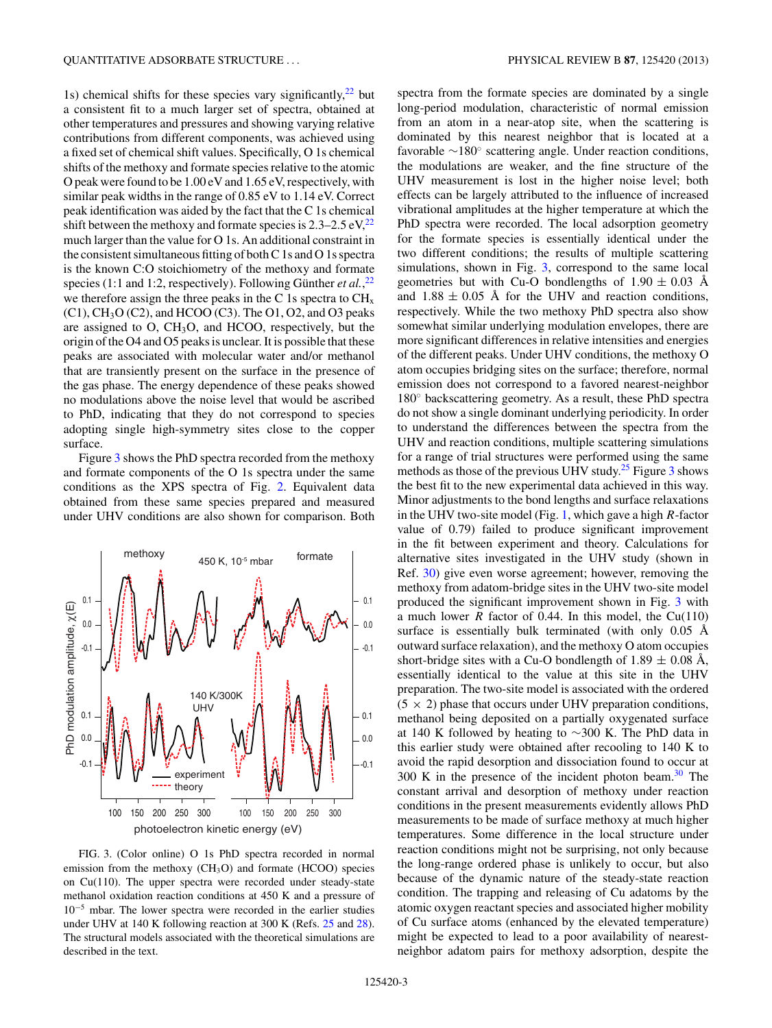1s) chemical shifts for these species vary significantly,[22] but a consistent fit to a much larger set of spectra, obtained at other temperatures and pressures and showing varying relative contributions from different components, was achieved using a fixed set of chemical shift values. Specifically, O 1s chemical shifts of the methoxy and formate species relative to the atomic O peak were found to be 1.00 eV and 1.65 eV, respectively, with similar peak widths in the range of 0.85 eV to 1.14 eV. Correct peak identification was aided by the fact that the C 1s chemical shift between the methoxy and formate species is 2.3–2.5 eV,[22] much larger than the value for O 1s. An additional constraint in the consistent simultaneous fitting of both C 1s and O 1s spectra is the known C:O stoichiometry of the methoxy and formate species (1:1 and 1:2, respectively). Following Günther *et al.*,[22] we therefore assign the three peaks in the C 1s spectra to $CH_x$ (C1), $CH_3O$ (C2), and HCOO (C3). The O1, O2, and O3 peaks are assigned to O, $CH_3O$, and HCOO, respectively, but the origin of the O4 and O5 peaks is unclear. It is possible that these peaks are associated with molecular water and/or methanol that are transiently present on the surface in the presence of the gas phase. The energy dependence of these peaks showed no modulations above the noise level that would be ascribed to PhD, indicating that they do not correspond to species adopting single high-symmetry sites close to the copper surface.

Figure 3 shows the PhD spectra recorded from the methoxy and formate components of the O 1s spectra under the same conditions as the XPS spectra of Fig. 2. Equivalent data obtained from these same species prepared and measured under UHV conditions are also shown for comparison. Both spectra from the formate species are dominated by a single long-period modulation, characteristic of normal emission from an atom in a near-atop site, when the scattering is dominated by that nearest neighbor that is located at a favorable ∼180° scattering angle. Under reaction conditions, the modulations are weaker, and the fine structure of the UHV measurement is lost in the higher noise level; both effects can be largely attributed to the influence of increased vibrational amplitudes at the higher temperature at which the PhD spectra were recorded. The local adsorption geometry for the formate species is essentially identical under the two different conditions; the results of multiple scattering simulations, shown in Fig. 3, correspond to the same local geometries but with Cu-O bondlengths of 1.90 ± 0.03 Å and 1.88 ± 0.05 Å for the UHV and reaction conditions, respectively. While the two methoxy PhD spectra also show somewhat similar underlying modulation envelopes, there are more significant differences in relative intensities and energies of the different peaks. Under UHV conditions, the methoxy O atom occupies bridging sites on the surface; therefore, normal emission does not correspond to a favored nearest-neighbor 180° backscattering geometry. As a result, these PhD spectra do not show a single dominant underlying periodicity. In order to understand the differences between the spectra from the UHV and reaction conditions, multiple scattering simulations for a range of trial structures were performed using the same methods as those of the previous UHV study.[25] Figure 3 shows the best fit to the new experimental data achieved in this way. Minor adjustments to the bond lengths and surface relaxations in the UHV two-site model (Fig. 1, which gave a high $R$-factor value of 0.79) failed to produce significant improvement in the fit between experiment and theory. Calculations for alternative sites investigated in the UHV study (shown in Ref. 30) give even worse agreement; however, removing the methoxy from adatom-bridge sites in the UHV two-site model produced the significant improvement shown in Fig. 3 with a much lower $R$ factor of 0.44. In this model, the Cu(110) surface is essentially bulk terminated (with only 0.05 Å outward surface relaxation), and the methoxy O atom occupies short-bridge sites with a Cu-O bondlength of 1.89 ± 0.08 Å, essentially identical to the value at this site in the UHV preparation. The two-site model is associated with the ordered (5 × 2) phase that occurs under UHV preparation conditions, methanol being deposited on a partially oxygenated surface at 140 K followed by heating to ∼300 K. The PhD data in this earlier study were obtained after recooling to 140 K to avoid the rapid desorption and dissociation found to occur at 300 K in the presence of the incident photon beam.[30] The constant arrival and desorption of methoxy under reaction conditions in the present measurements evidently allows PhD measurements to be made of surface methoxy at much higher temperatures. Some difference in the local structure under reaction conditions might not be surprising, not only because the long-range ordered phase is unlikely to occur, but also because of the dynamic nature of the steady-state reaction condition. The trapping and releasing of Cu adatoms by the atomic oxygen reactant species and associated higher mobility of Cu surface atoms (enhanced by the elevated temperature) might be expected to lead to a poor availability of nearest-neighbor adatom pairs for methoxy adsorption, despite the

FIG. 3. (Color online) O 1s PhD spectra recorded in normal emission from the methoxy ($CH_3O$) and formate (HCOO) species on Cu(110). The upper spectra were recorded under steady-state methanol oxidation reaction conditions at 450 K and a pressure of $10^{-5}$ mbar. The lower spectra were recorded in the earlier studies under UHV at 140 K following reaction at 300 K (Refs. 25 and 28). The structural models associated with the theoretical simulations are described in the text.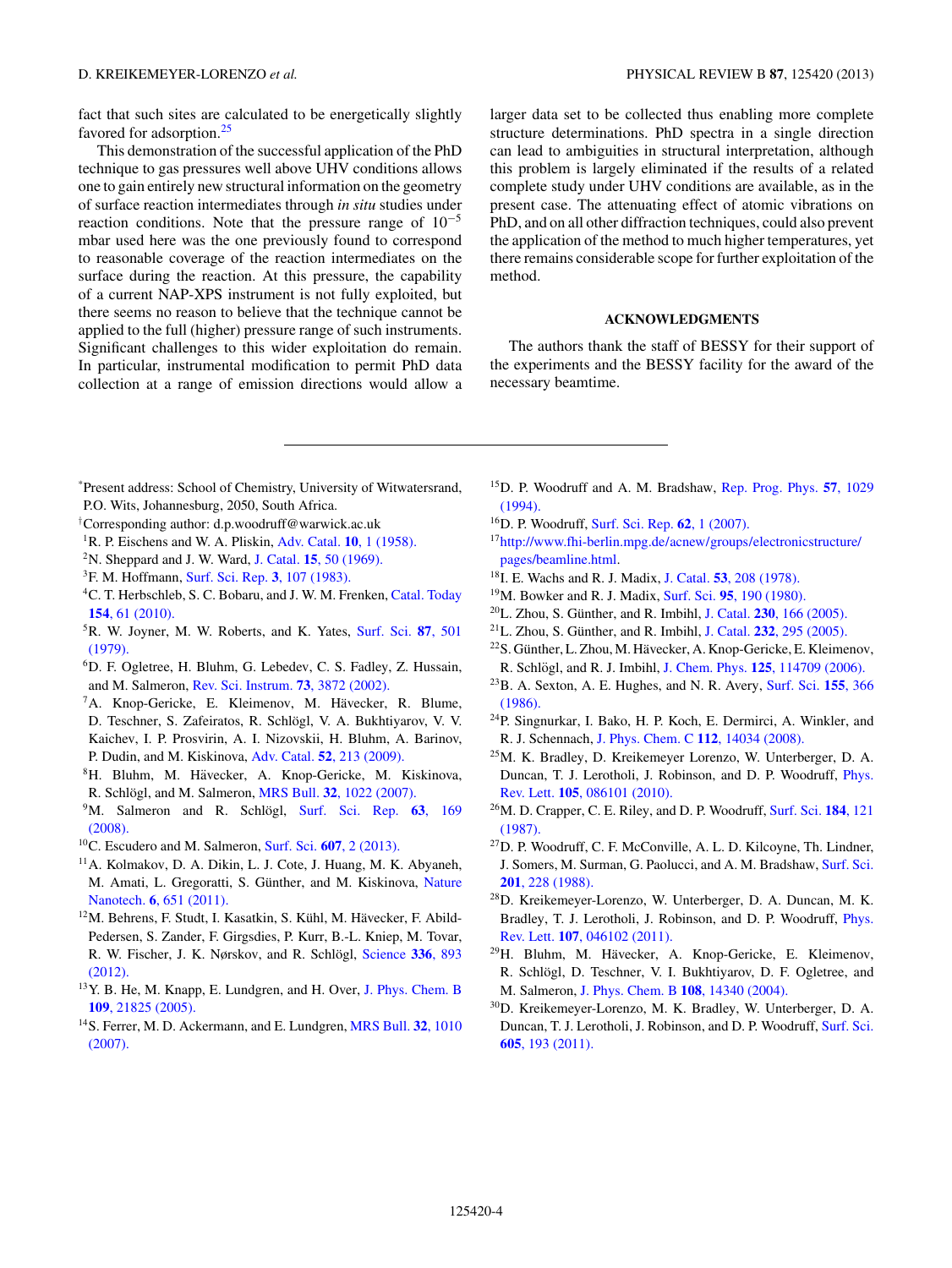fact that such sites are calculated to be energetically slightly favored for adsorption.[25]

This demonstration of the successful application of the PhD technique to gas pressures well above UHV conditions allows one to gain entirely new structural information on the geometry of surface reaction intermediates through *in situ* studies under reaction conditions. Note that the pressure range of $10^{-5}$ mbar used here was the one previously found to correspond to reasonable coverage of the reaction intermediates on the surface during the reaction. At this pressure, the capability of a current NAP-XPS instrument is not fully exploited, but there seems no reason to believe that the technique cannot be applied to the full (higher) pressure range of such instruments. Significant challenges to this wider exploitation do remain. In particular, instrumental modification to permit PhD data collection at a range of emission directions would allow a larger data set to be collected thus enabling more complete structure determinations. PhD spectra in a single direction can lead to ambiguities in structural interpretation, although this problem is largely eliminated if the results of a related complete study under UHV conditions are available, as in the present case. The attenuating effect of atomic vibrations on PhD, and on all other diffraction techniques, could also prevent the application of the method to much higher temperatures, yet there remains considerable scope for further exploitation of the method.

## ACKNOWLEDGMENTS

The authors thank the staff of BESSY for their support of the experiments and the BESSY facility for the award of the necessary beamtime.

---

*Present address: School of Chemistry, University of Witwatersrand, P.O. Wits, Johannesburg, 2050, South Africa.

†Corresponding author: d.p.woodruff@warwick.ac.uk

[1] R. P. Eischens and W. A. Pliskin, Adv. Catal. **10**, 1 (1958).

[2] N. Sheppard and J. W. Ward, J. Catal. **15**, 50 (1969).

[3] F. M. Hoffmann, Surf. Sci. Rep. **3**, 107 (1983).

[4] C. T. Herbschleb, S. C. Bobaru, and J. W. M. Frenken, Catal. Today **154**, 61 (2010).

[5] R. W. Joyner, M. W. Roberts, and K. Yates, Surf. Sci. **87**, 501 (1979).

[6] D. F. Ogletree, H. Bluhm, G. Lebedev, C. S. Fadley, Z. Hussain, and M. Salmeron, Rev. Sci. Instrum. **73**, 3872 (2002).

[7] A. Knop-Gericke, E. Kleimenov, M. Hävecker, R. Blume, D. Teschner, S. Zafeiratos, R. Schlögl, V. A. Bukhtiyarov, V. V. Kaichev, I. P. Prosvirin, A. I. Nizovskii, H. Bluhm, A. Barinov, P. Dudin, and M. Kiskinova, Adv. Catal. **52**, 213 (2009).

[8] H. Bluhm, M. Hävecker, A. Knop-Gericke, M. Kiskinova, R. Schlögl, and M. Salmeron, MRS Bull. **32**, 1022 (2007).

[9] M. Salmeron and R. Schlögl, Surf. Sci. Rep. **63**, 169 (2008).

[10] C. Escudero and M. Salmeron, Surf. Sci. **607**, 2 (2013).

[11] A. Kolmakov, D. A. Dikin, L. J. Cote, J. Huang, M. K. Abyaneh, M. Amati, L. Gregoratti, S. Günther, and M. Kiskinova, Nature Nanotech. **6**, 651 (2011).

[12] M. Behrens, F. Studt, I. Kasatkin, S. Kühl, M. Hävecker, F. Abild-Pedersen, S. Zander, F. Girgsdies, P. Kurr, B.-L. Kniep, M. Tovar, R. W. Fischer, J. K. Nørskov, and R. Schlögl, Science **336**, 893 (2012).

[13] Y. B. He, M. Knapp, E. Lundgren, and H. Over, J. Phys. Chem. B **109**, 21825 (2005).

[14] S. Ferrer, M. D. Ackermann, and E. Lundgren, MRS Bull. **32**, 1010 (2007).

[15] D. P. Woodruff and A. M. Bradshaw, Rep. Prog. Phys. **57**, 1029 (1994).

[16] D. P. Woodruff, Surf. Sci. Rep. **62**, 1 (2007).

[17] http://www.fhi-berlin.mpg.de/acnew/groups/electronicstructure/pages/beamline.html.

[18] I. E. Wachs and R. J. Madix, J. Catal. **53**, 208 (1978).

[19] M. Bowker and R. J. Madix, Surf. Sci. **95**, 190 (1980).

[20] L. Zhou, S. Günther, and R. Imbihl, J. Catal. **230**, 166 (2005).

[21] L. Zhou, S. Günther, and R. Imbihl, J. Catal. **232**, 295 (2005).

[22] S. Günther, L. Zhou, M. Hävecker, A. Knop-Gericke, E. Kleimenov, R. Schlögl, and R. J. Imbihl, J. Chem. Phys. **125**, 114709 (2006).

[23] B. A. Sexton, A. E. Hughes, and N. R. Avery, Surf. Sci. **155**, 366 (1986).

[24] P. Singnurkar, I. Bako, H. P. Koch, E. Dermirci, A. Winkler, and R. J. Schennach, J. Phys. Chem. C **112**, 14034 (2008).

[25] M. K. Bradley, D. Kreikemeyer Lorenzo, W. Unterberger, D. A. Duncan, T. J. Lerotholi, J. Robinson, and D. P. Woodruff, Phys. Rev. Lett. **105**, 086101 (2010).

[26] M. D. Crapper, C. E. Riley, and D. P. Woodruff, Surf. Sci. **184**, 121 (1987).

[27] D. P. Woodruff, C. F. McConville, A. L. D. Kilcoyne, Th. Lindner, J. Somers, M. Surman, G. Paolucci, and A. M. Bradshaw, Surf. Sci. **201**, 228 (1988).

[28] D. Kreikemeyer-Lorenzo, W. Unterberger, D. A. Duncan, M. K. Bradley, T. J. Lerotholi, J. Robinson, and D. P. Woodruff, Phys. Rev. Lett. **107**, 046102 (2011).

[29] H. Bluhm, M. Hävecker, A. Knop-Gericke, E. Kleimenov, R. Schlögl, D. Teschner, V. I. Bukhtiyarov, D. F. Ogletree, and M. Salmeron, J. Phys. Chem. B **108**, 14340 (2004).

[30] D. Kreikemeyer-Lorenzo, M. K. Bradley, W. Unterberger, D. A. Duncan, T. J. Lerotholi, J. Robinson, and D. P. Woodruff, Surf. Sci. **605**, 193 (2011).